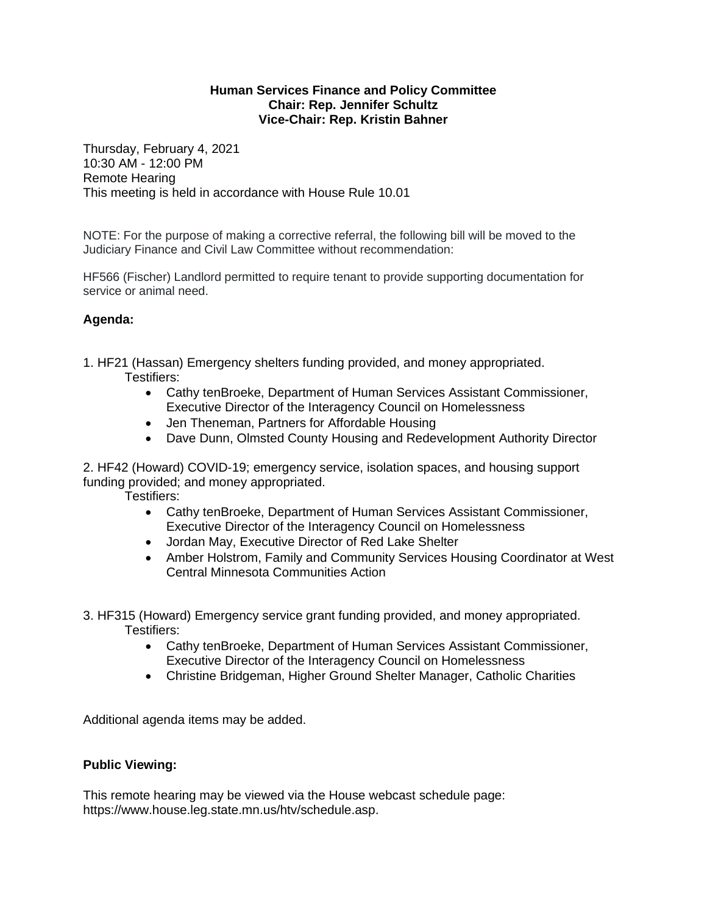**Human Services Finance and Policy Committee**
**Chair: Rep. Jennifer Schultz**
**Vice-Chair: Rep. Kristin Bahner**

Thursday, February 4, 2021
10:30 AM - 12:00 PM
Remote Hearing
This meeting is held in accordance with House Rule 10.01

NOTE: For the purpose of making a corrective referral, the following bill will be moved to the Judiciary Finance and Civil Law Committee without recommendation:

HF566 (Fischer) Landlord permitted to require tenant to provide supporting documentation for service or animal need.

**Agenda:**

1. HF21 (Hassan) Emergency shelters funding provided, and money appropriated.
   Testifiers:
   - Cathy tenBroeke, Department of Human Services Assistant Commissioner, Executive Director of the Interagency Council on Homelessness
   - Jen Theneman, Partners for Affordable Housing
   - Dave Dunn, Olmsted County Housing and Redevelopment Authority Director

2. HF42 (Howard) COVID-19; emergency service, isolation spaces, and housing support funding provided; and money appropriated.
   Testifiers:
   - Cathy tenBroeke, Department of Human Services Assistant Commissioner, Executive Director of the Interagency Council on Homelessness
   - Jordan May, Executive Director of Red Lake Shelter
   - Amber Holstrom, Family and Community Services Housing Coordinator at West Central Minnesota Communities Action

3. HF315 (Howard) Emergency service grant funding provided, and money appropriated.
   Testifiers:
   - Cathy tenBroeke, Department of Human Services Assistant Commissioner, Executive Director of the Interagency Council on Homelessness
   - Christine Bridgeman, Higher Ground Shelter Manager, Catholic Charities

Additional agenda items may be added.

**Public Viewing:**

This remote hearing may be viewed via the House webcast schedule page: https://www.house.leg.state.mn.us/htv/schedule.asp.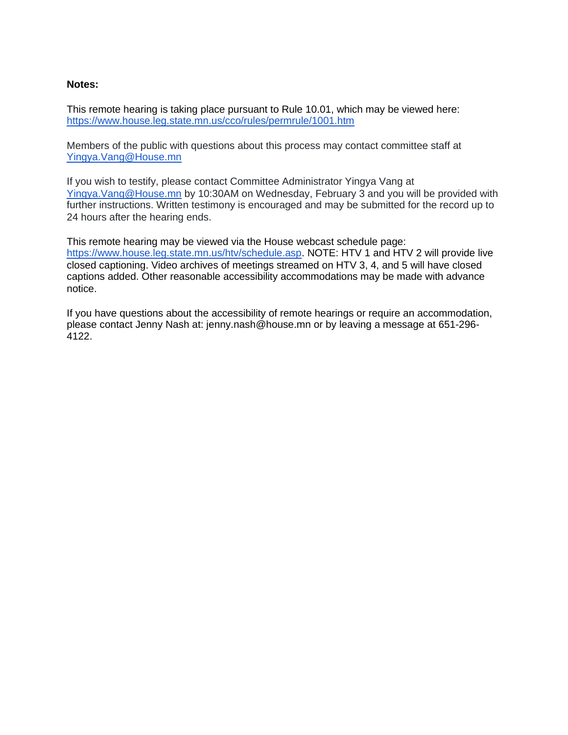**Notes:**

This remote hearing is taking place pursuant to Rule 10.01, which may be viewed here: https://www.house.leg.state.mn.us/cco/rules/permrule/1001.htm

Members of the public with questions about this process may contact committee staff at Yingya.Vang@House.mn

If you wish to testify, please contact Committee Administrator Yingya Vang at Yingya.Vang@House.mn by 10:30AM on Wednesday, February 3 and you will be provided with further instructions. Written testimony is encouraged and may be submitted for the record up to 24 hours after the hearing ends.

This remote hearing may be viewed via the House webcast schedule page: https://www.house.leg.state.mn.us/htv/schedule.asp. NOTE: HTV 1 and HTV 2 will provide live closed captioning. Video archives of meetings streamed on HTV 3, 4, and 5 will have closed captions added. Other reasonable accessibility accommodations may be made with advance notice.

If you have questions about the accessibility of remote hearings or require an accommodation, please contact Jenny Nash at: jenny.nash@house.mn or by leaving a message at 651-296-4122.